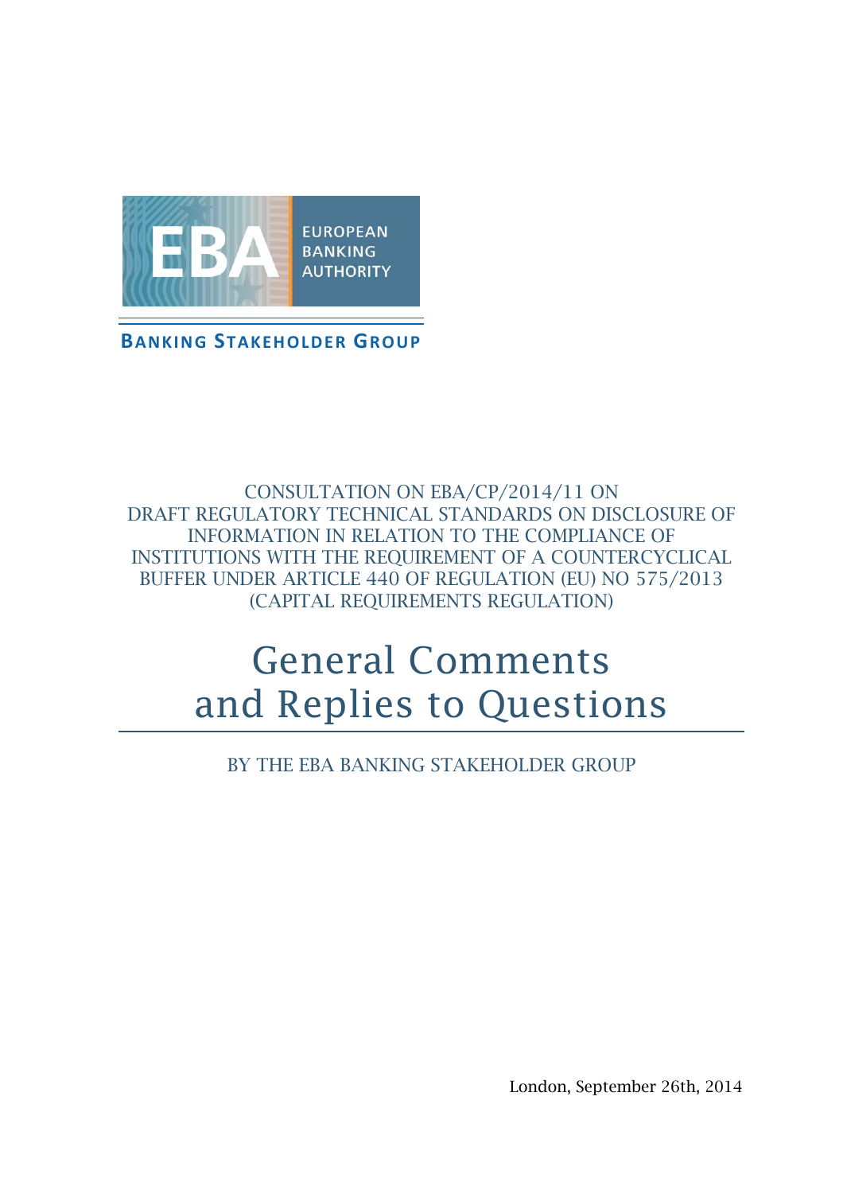EUROPEAN BANKING AUTHORITY

BANKING STAKEHOLDER GROUP

CONSULTATION ON EBA/CP/2014/11 ON DRAFT REGULATORY TECHNICAL STANDARDS ON DISCLOSURE OF INFORMATION IN RELATION TO THE COMPLIANCE OF INSTITUTIONS WITH THE REQUIREMENT OF A COUNTERCYCLICAL BUFFER UNDER ARTICLE 440 OF REGULATION (EU) NO 575/2013 (CAPITAL REQUIREMENTS REGULATION)

# General Comments and Replies to Questions

BY THE EBA BANKING STAKEHOLDER GROUP

London, September 26th, 2014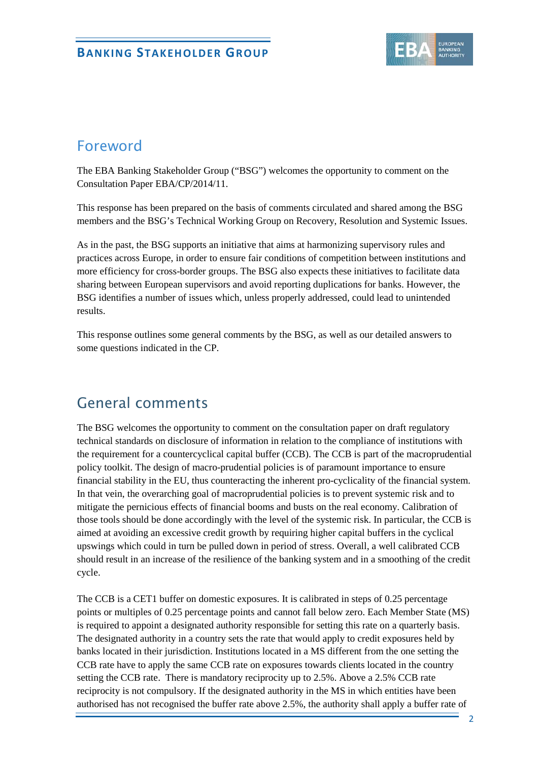## Foreword

The EBA Banking Stakeholder Group ("BSG") welcomes the opportunity to comment on the Consultation Paper EBA/CP/2014/11.

This response has been prepared on the basis of comments circulated and shared among the BSG members and the BSG's Technical Working Group on Recovery, Resolution and Systemic Issues.

As in the past, the BSG supports an initiative that aims at harmonizing supervisory rules and practices across Europe, in order to ensure fair conditions of competition between institutions and more efficiency for cross-border groups. The BSG also expects these initiatives to facilitate data sharing between European supervisors and avoid reporting duplications for banks. However, the BSG identifies a number of issues which, unless properly addressed, could lead to unintended results.

This response outlines some general comments by the BSG, as well as our detailed answers to some questions indicated in the CP.

## General comments

The BSG welcomes the opportunity to comment on the consultation paper on draft regulatory technical standards on disclosure of information in relation to the compliance of institutions with the requirement for a countercyclical capital buffer (CCB). The CCB is part of the macroprudential policy toolkit. The design of macro-prudential policies is of paramount importance to ensure financial stability in the EU, thus counteracting the inherent pro-cyclicality of the financial system. In that vein, the overarching goal of macroprudential policies is to prevent systemic risk and to mitigate the pernicious effects of financial booms and busts on the real economy. Calibration of those tools should be done accordingly with the level of the systemic risk. In particular, the CCB is aimed at avoiding an excessive credit growth by requiring higher capital buffers in the cyclical upswings which could in turn be pulled down in period of stress. Overall, a well calibrated CCB should result in an increase of the resilience of the banking system and in a smoothing of the credit cycle.

The CCB is a CET1 buffer on domestic exposures. It is calibrated in steps of 0.25 percentage points or multiples of 0.25 percentage points and cannot fall below zero. Each Member State (MS) is required to appoint a designated authority responsible for setting this rate on a quarterly basis. The designated authority in a country sets the rate that would apply to credit exposures held by banks located in their jurisdiction. Institutions located in a MS different from the one setting the CCB rate have to apply the same CCB rate on exposures towards clients located in the country setting the CCB rate. There is mandatory reciprocity up to 2.5%. Above a 2.5% CCB rate reciprocity is not compulsory. If the designated authority in the MS in which entities have been authorised has not recognised the buffer rate above 2.5%, the authority shall apply a buffer rate of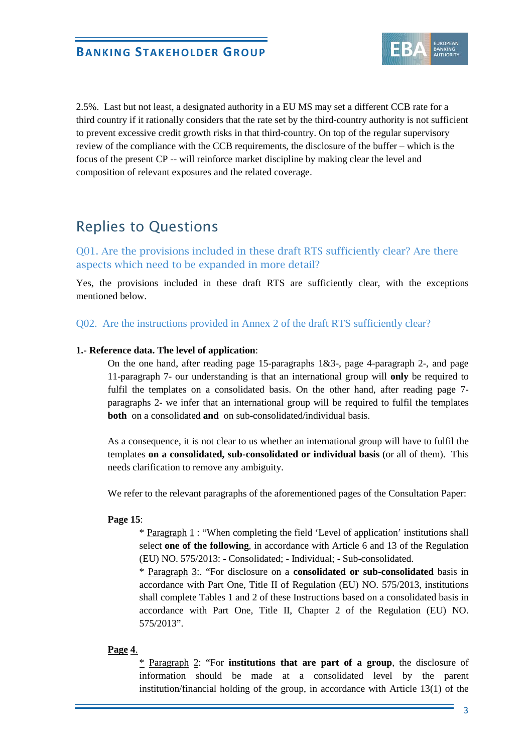2.5%. Last but not least, a designated authority in a EU MS may set a different CCB rate for a third country if it rationally considers that the rate set by the third-country authority is not sufficient to prevent excessive credit growth risks in that third-country. On top of the regular supervisory review of the compliance with the CCB requirements, the disclosure of the buffer – which is the focus of the present CP -- will reinforce market discipline by making clear the level and composition of relevant exposures and the related coverage.

## Replies to Questions

### Q01. Are the provisions included in these draft RTS sufficiently clear? Are there aspects which need to be expanded in more detail?

Yes, the provisions included in these draft RTS are sufficiently clear, with the exceptions mentioned below.

### Q02. Are the instructions provided in Annex 2 of the draft RTS sufficiently clear?

**1.- Reference data. The level of application**:

On the one hand, after reading page 15-paragraphs 1&3-, page 4-paragraph 2-, and page 11-paragraph 7- our understanding is that an international group will **only** be required to fulfil the templates on a consolidated basis. On the other hand, after reading page 7-paragraphs 2- we infer that an international group will be required to fulfil the templates **both** on a consolidated **and** on sub-consolidated/individual basis.

As a consequence, it is not clear to us whether an international group will have to fulfil the templates **on a consolidated, sub-consolidated or individual basis** (or all of them). This needs clarification to remove any ambiguity.

We refer to the relevant paragraphs of the aforementioned pages of the Consultation Paper:

**Page 15**:

* Paragraph 1 : "When completing the field 'Level of application' institutions shall select **one of the following**, in accordance with Article 6 and 13 of the Regulation (EU) NO. 575/2013: - Consolidated; - Individual; - Sub-consolidated.
* Paragraph 3:. "For disclosure on a **consolidated or sub-consolidated** basis in accordance with Part One, Title II of Regulation (EU) NO. 575/2013, institutions shall complete Tables 1 and 2 of these Instructions based on a consolidated basis in accordance with Part One, Title II, Chapter 2 of the Regulation (EU) NO. 575/2013".

**Page 4**.

* Paragraph 2: "For **institutions that are part of a group**, the disclosure of information should be made at a consolidated level by the parent institution/financial holding of the group, in accordance with Article 13(1) of the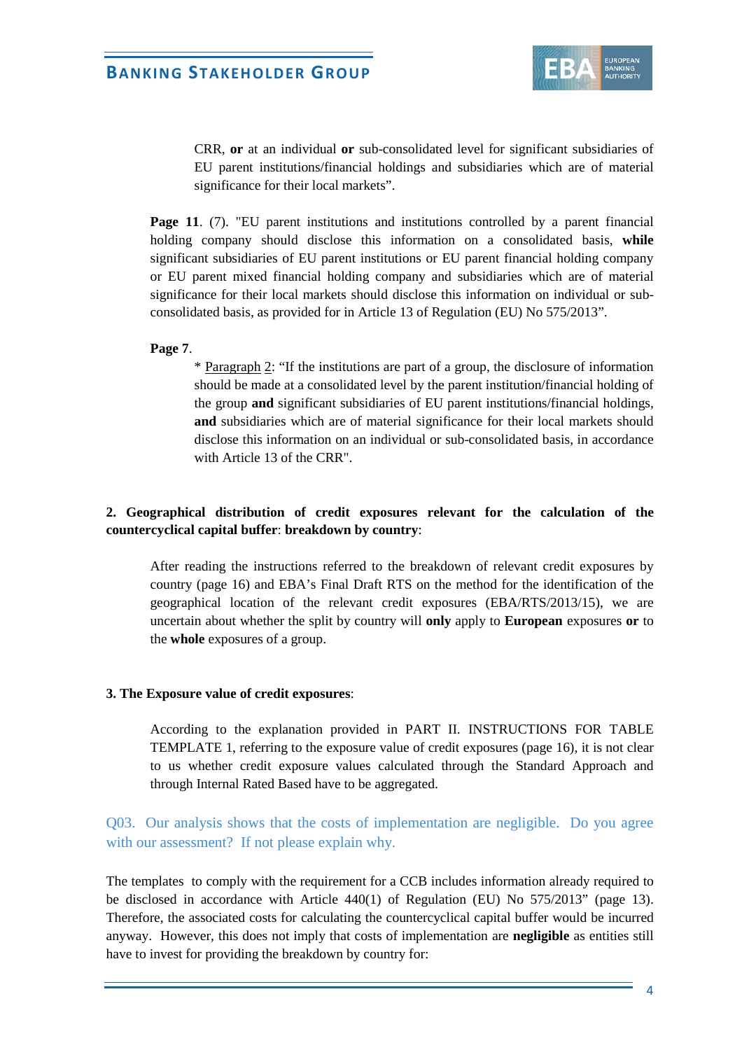CRR, **or** at an individual **or** sub-consolidated level for significant subsidiaries of EU parent institutions/financial holdings and subsidiaries which are of material significance for their local markets".

**Page 11**. (7). "EU parent institutions and institutions controlled by a parent financial holding company should disclose this information on a consolidated basis, **while** significant subsidiaries of EU parent institutions or EU parent financial holding company or EU parent mixed financial holding company and subsidiaries which are of material significance for their local markets should disclose this information on individual or sub-consolidated basis, as provided for in Article 13 of Regulation (EU) No 575/2013".

**Page 7**.

* Paragraph 2: "If the institutions are part of a group, the disclosure of information should be made at a consolidated level by the parent institution/financial holding of the group **and** significant subsidiaries of EU parent institutions/financial holdings, **and** subsidiaries which are of material significance for their local markets should disclose this information on an individual or sub-consolidated basis, in accordance with Article 13 of the CRR".

**2. Geographical distribution of credit exposures relevant for the calculation of the countercyclical capital buffer**: **breakdown by country**:

After reading the instructions referred to the breakdown of relevant credit exposures by country (page 16) and EBA's Final Draft RTS on the method for the identification of the geographical location of the relevant credit exposures (EBA/RTS/2013/15), we are uncertain about whether the split by country will **only** apply to **European** exposures **or** to the **whole** exposures of a group.

**3. The Exposure value of credit exposures**:

According to the explanation provided in PART II. INSTRUCTIONS FOR TABLE TEMPLATE 1, referring to the exposure value of credit exposures (page 16), it is not clear to us whether credit exposure values calculated through the Standard Approach and through Internal Rated Based have to be aggregated.

## Q03. Our analysis shows that the costs of implementation are negligible. Do you agree with our assessment? If not please explain why.

The templates to comply with the requirement for a CCB includes information already required to be disclosed in accordance with Article 440(1) of Regulation (EU) No 575/2013" (page 13). Therefore, the associated costs for calculating the countercyclical capital buffer would be incurred anyway. However, this does not imply that costs of implementation are **negligible** as entities still have to invest for providing the breakdown by country for: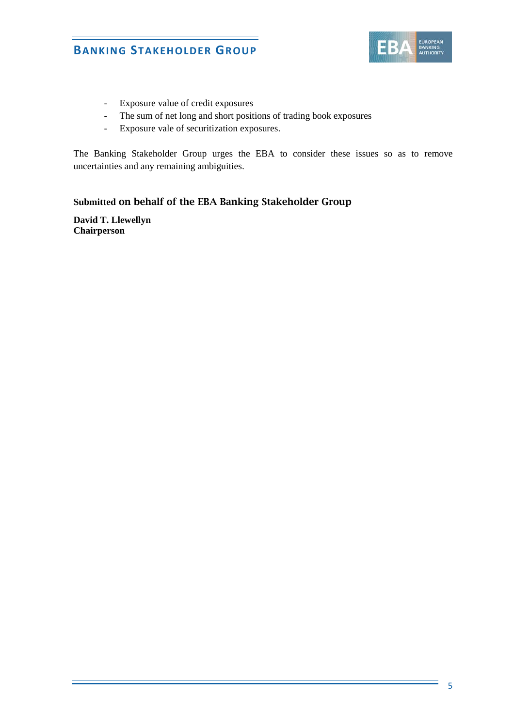- Exposure value of credit exposures
- The sum of net long and short positions of trading book exposures
- Exposure vale of securitization exposures.

The Banking Stakeholder Group urges the EBA to consider these issues so as to remove uncertainties and any remaining ambiguities.

**Submitted on behalf of the EBA Banking Stakeholder Group**

**David T. Llewellyn**
**Chairperson**